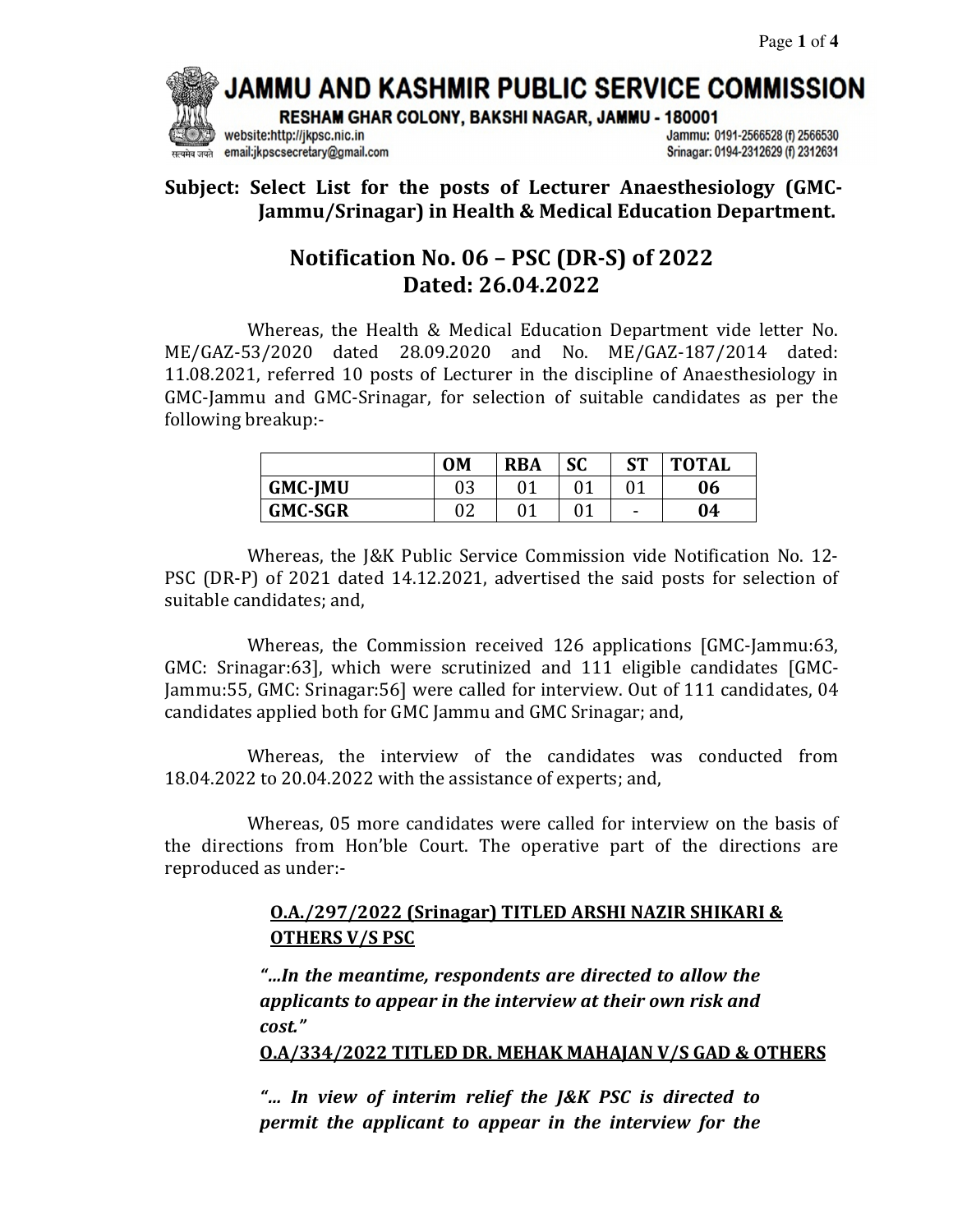# JAMMU AND KASHMIR PUBLIC SERVICE COMMISSION

RESHAM GHAR COLONY, BAKSHI NAGAR, JAMMU - 180001

website:http://jkpsc.nic.in
email:jkpscsecretary@gmail.com

Jammu: 0191-2566528 (f) 2566530
Srinagar: 0194-2312629 (f) 2312631

**Subject: Select List for the posts of Lecturer Anaesthesiology (GMC-Jammu/Srinagar) in Health & Medical Education Department.**

## Notification No. 06 – PSC (DR-S) of 2022
## Dated: 26.04.2022

Whereas, the Health & Medical Education Department vide letter No. ME/GAZ-53/2020 dated 28.09.2020 and No. ME/GAZ-187/2014 dated: 11.08.2021, referred 10 posts of Lecturer in the discipline of Anaesthesiology in GMC-Jammu and GMC-Srinagar, for selection of suitable candidates as per the following breakup:-

| | OM | RBA | SC | ST | TOTAL |
|---|---|---|---|---|---|
| **GMC-JMU** | 03 | 01 | 01 | 01 | **06** |
| **GMC-SGR** | 02 | 01 | 01 | - | **04** |

Whereas, the J&K Public Service Commission vide Notification No. 12-PSC (DR-P) of 2021 dated 14.12.2021, advertised the said posts for selection of suitable candidates; and,

Whereas, the Commission received 126 applications [GMC-Jammu:63, GMC: Srinagar:63], which were scrutinized and 111 eligible candidates [GMC-Jammu:55, GMC: Srinagar:56] were called for interview. Out of 111 candidates, 04 candidates applied both for GMC Jammu and GMC Srinagar; and,

Whereas, the interview of the candidates was conducted from 18.04.2022 to 20.04.2022 with the assistance of experts; and,

Whereas, 05 more candidates were called for interview on the basis of the directions from Hon'ble Court. The operative part of the directions are reproduced as under:-

> **O.A./297/2022 (Srinagar) TITLED ARSHI NAZIR SHIKARI & OTHERS V/S PSC**
>
> ***"...In the meantime, respondents are directed to allow the applicants to appear in the interview at their own risk and cost."***
>
> **O.A/334/2022 TITLED DR. MEHAK MAHAJAN V/S GAD & OTHERS**
>
> ***"... In view of interim relief the J&K PSC is directed to permit the applicant to appear in the interview for the***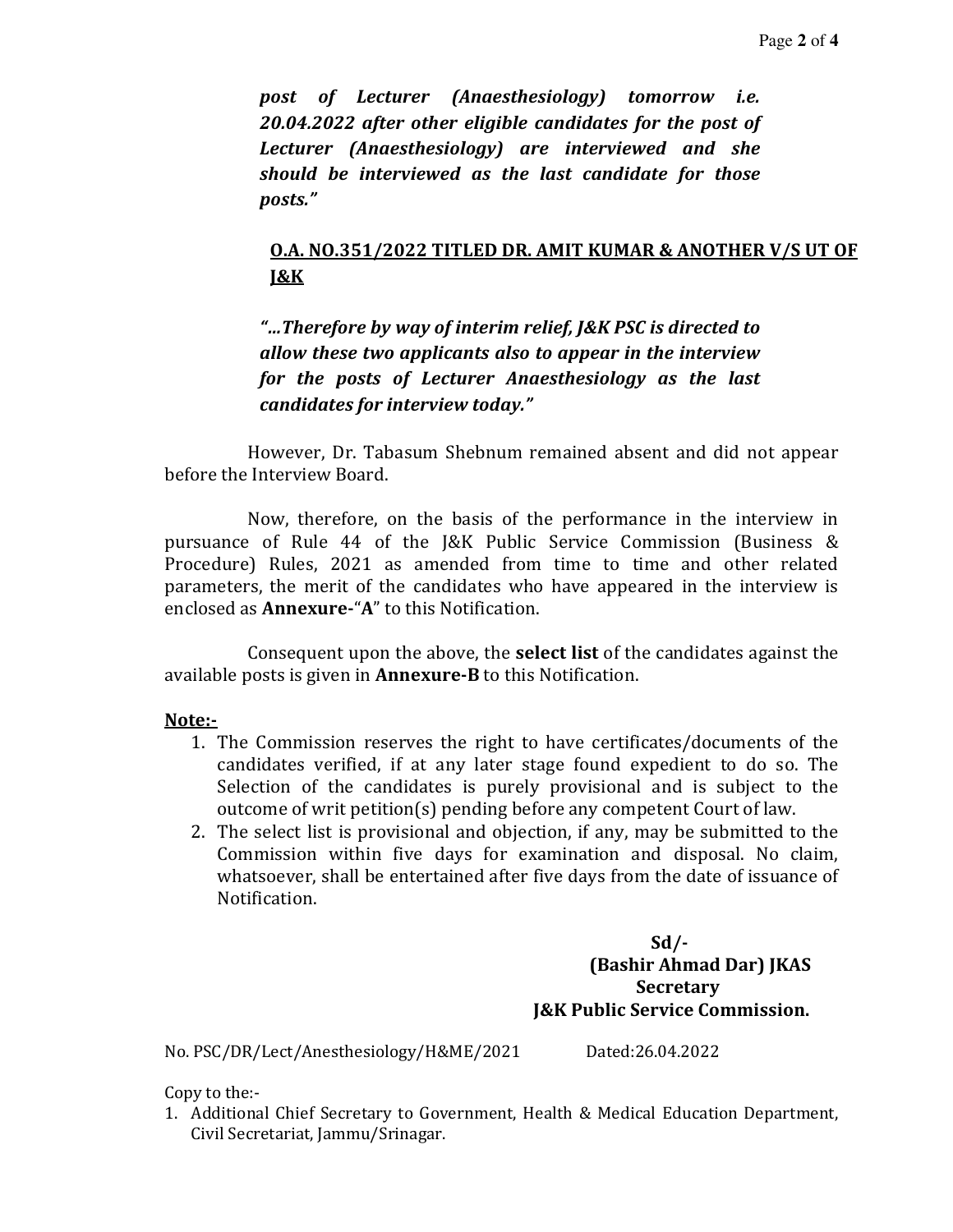*post of Lecturer (Anaesthesiology) tomorrow i.e. 20.04.2022 after other eligible candidates for the post of Lecturer (Anaesthesiology) are interviewed and she should be interviewed as the last candidate for those posts."*

**O.A. NO.351/2022 TITLED DR. AMIT KUMAR & ANOTHER V/S UT OF J&K**

*"...Therefore by way of interim relief, J&K PSC is directed to allow these two applicants also to appear in the interview for the posts of Lecturer Anaesthesiology as the last candidates for interview today."*

However, Dr. Tabasum Shebnum remained absent and did not appear before the Interview Board.

Now, therefore, on the basis of the performance in the interview in pursuance of Rule 44 of the J&K Public Service Commission (Business & Procedure) Rules, 2021 as amended from time to time and other related parameters, the merit of the candidates who have appeared in the interview is enclosed as **Annexure-**"**A**" to this Notification.

Consequent upon the above, the **select list** of the candidates against the available posts is given in **Annexure-B** to this Notification.

**Note:-**

1. The Commission reserves the right to have certificates/documents of the candidates verified, if at any later stage found expedient to do so. The Selection of the candidates is purely provisional and is subject to the outcome of writ petition(s) pending before any competent Court of law.
2. The select list is provisional and objection, if any, may be submitted to the Commission within five days for examination and disposal. No claim, whatsoever, shall be entertained after five days from the date of issuance of Notification.

**Sd/-**
**(Bashir Ahmad Dar) JKAS**
**Secretary**
**J&K Public Service Commission.**

No. PSC/DR/Lect/Anesthesiology/H&ME/2021 Dated:26.04.2022

Copy to the:-

1. Additional Chief Secretary to Government, Health & Medical Education Department, Civil Secretariat, Jammu/Srinagar.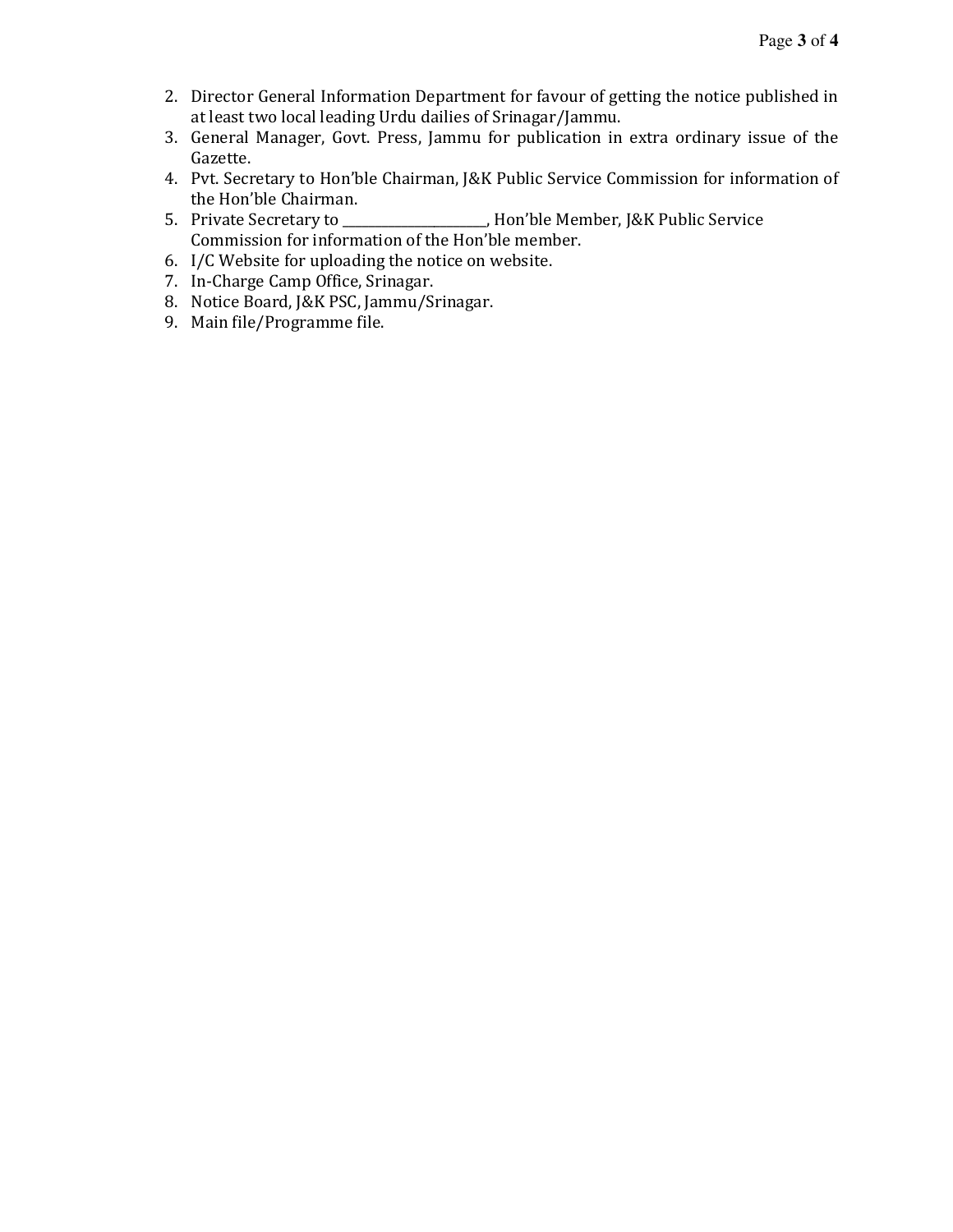2. Director General Information Department for favour of getting the notice published in at least two local leading Urdu dailies of Srinagar/Jammu.
3. General Manager, Govt. Press, Jammu for publication in extra ordinary issue of the Gazette.
4. Pvt. Secretary to Hon'ble Chairman, J&K Public Service Commission for information of the Hon'ble Chairman.
5. Private Secretary to ______________________, Hon'ble Member, J&K Public Service Commission for information of the Hon'ble member.
6. I/C Website for uploading the notice on website.
7. In-Charge Camp Office, Srinagar.
8. Notice Board, J&K PSC, Jammu/Srinagar.
9. Main file/Programme file.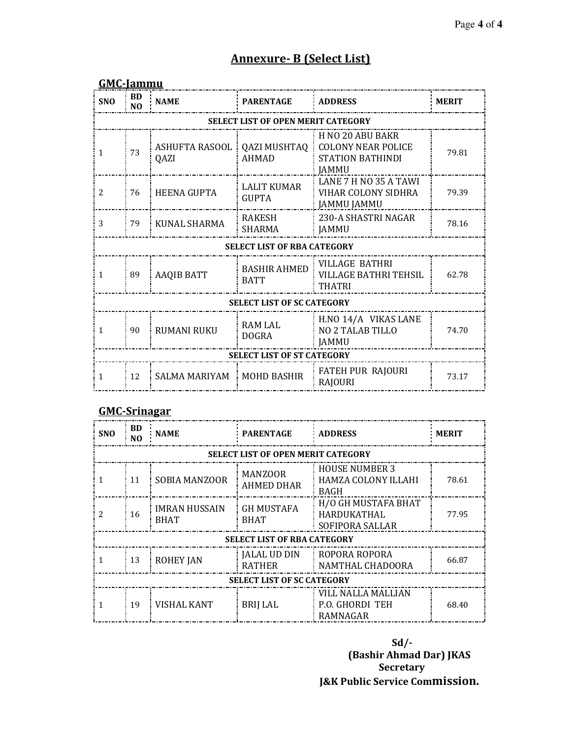## Annexure- B (Select List)

### GMC-Jammu

| SNO | BD NO | NAME | PARENTAGE | ADDRESS | MERIT |
|---|---|---|---|---|---|
| **SELECT LIST OF OPEN MERIT CATEGORY** | | | | | |
| 1 | 73 | ASHUFTA RASOOL QAZI | QAZI MUSHTAQ AHMAD | H NO 20 ABU BAKR COLONY NEAR POLICE STATION BATHINDI JAMMU | 79.81 |
| 2 | 76 | HEENA GUPTA | LALIT KUMAR GUPTA | LANE 7 H NO 35 A TAWI VIHAR COLONY SIDHRA JAMMU JAMMU | 79.39 |
| 3 | 79 | KUNAL SHARMA | RAKESH SHARMA | 230-A SHASTRI NAGAR JAMMU | 78.16 |
| **SELECT LIST OF RBA CATEGORY** | | | | | |
| 1 | 89 | AAQIB BATT | BASHIR AHMED BATT | VILLAGE BATHRI VILLAGE BATHRI TEHSIL THATRI | 62.78 |
| **SELECT LIST OF SC CATEGORY** | | | | | |
| 1 | 90 | RUMANI RUKU | RAM LAL DOGRA | H.NO 14/A VIKAS LANE NO 2 TALAB TILLO JAMMU | 74.70 |
| **SELECT LIST OF ST CATEGORY** | | | | | |
| 1 | 12 | SALMA MARIYAM | MOHD BASHIR | FATEH PUR RAJOURI RAJOURI | 73.17 |

### GMC-Srinagar

| SNO | BD NO | NAME | PARENTAGE | ADDRESS | MERIT |
|---|---|---|---|---|---|
| **SELECT LIST OF OPEN MERIT CATEGORY** | | | | | |
| 1 | 11 | SOBIA MANZOOR | MANZOOR AHMED DHAR | HOUSE NUMBER 3 HAMZA COLONY ILLAHI BAGH | 78.61 |
| 2 | 16 | IMRAN HUSSAIN BHAT | GH MUSTAFA BHAT | H/O GH MUSTAFA BHAT HARDUKATHAL SOFIPORA SALLAR | 77.95 |
| **SELECT LIST OF RBA CATEGORY** | | | | | |
| 1 | 13 | ROHEY JAN | JALAL UD DIN RATHER | ROPORA ROPORA NAMTHAL CHADOORA | 66.87 |
| **SELECT LIST OF SC CATEGORY** | | | | | |
| 1 | 19 | VISHAL KANT | BRIJ LAL | VILL NALLA MALLIAN P.O. GHORDI TEH RAMNAGAR | 68.40 |

**Sd/-**
**(Bashir Ahmad Dar) JKAS**
**Secretary**
**J&K Public Service Commission.**